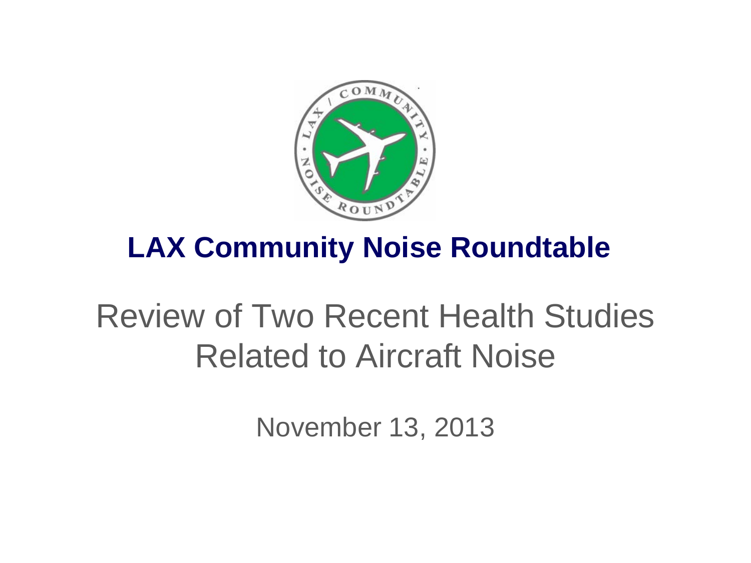# LAX Community Noise Roundtable

## Review of Two Recent Health Studies Related to Aircraft Noise

November 13, 2013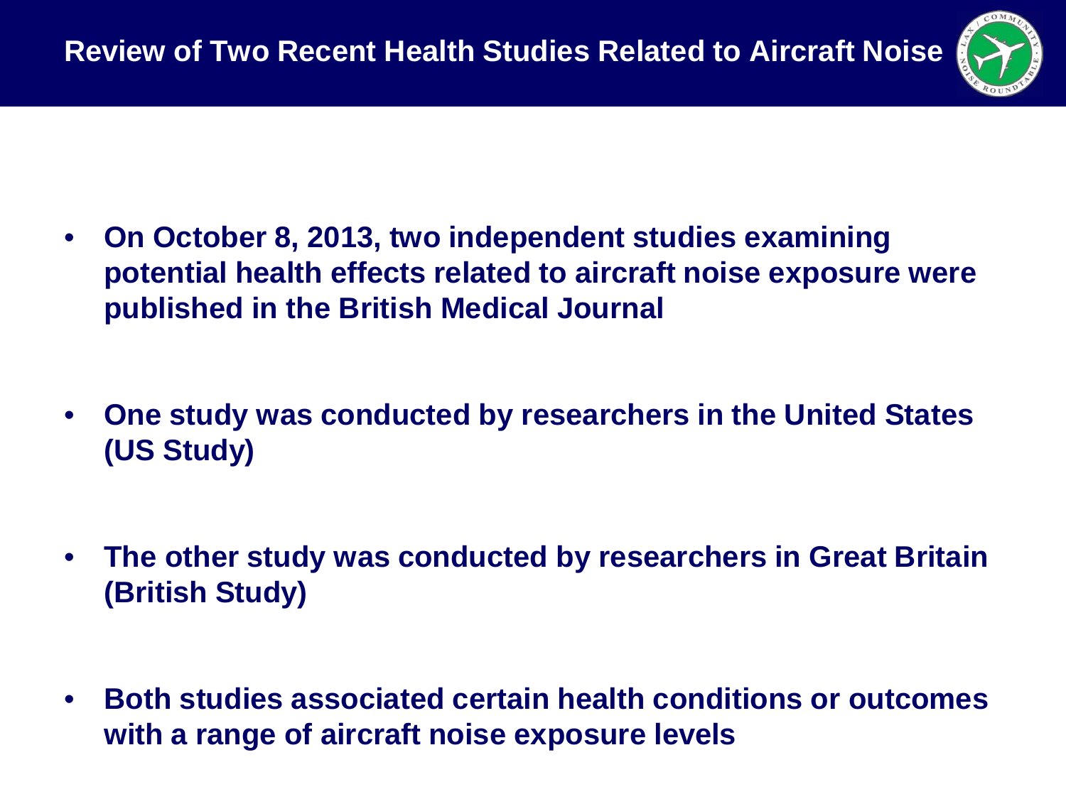# Review of Two Recent Health Studies Related to Aircraft Noise

- **On October 8, 2013, two independent studies examining potential health effects related to aircraft noise exposure were published in the British Medical Journal**

- **One study was conducted by researchers in the United States (US Study)**

- **The other study was conducted by researchers in Great Britain (British Study)**

- **Both studies associated certain health conditions or outcomes with a range of aircraft noise exposure levels**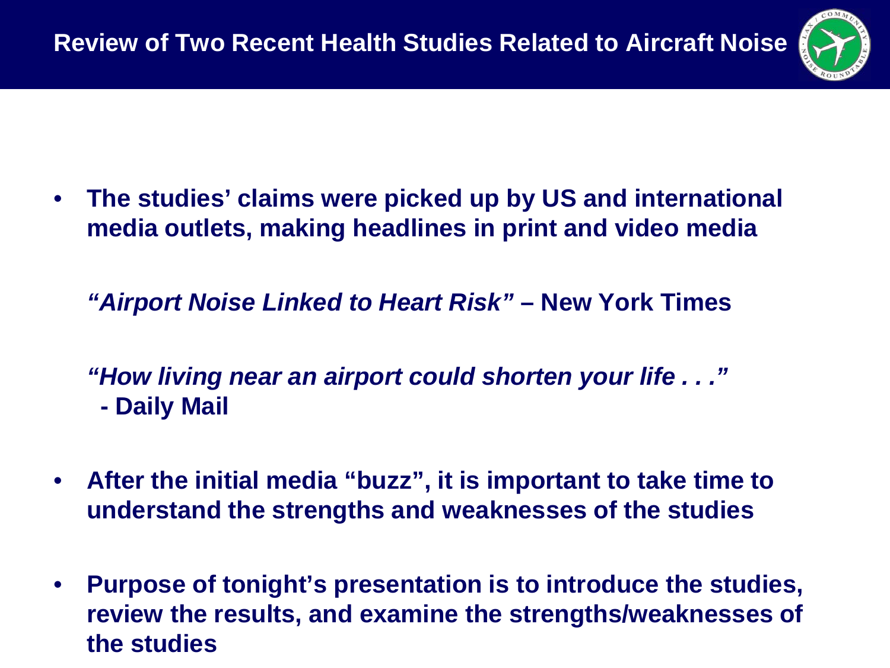# Review of Two Recent Health Studies Related to Aircraft Noise

- **The studies' claims were picked up by US and international media outlets, making headlines in print and video media**

  ***"Airport Noise Linked to Heart Risk"*** **– New York Times**

  ***"How living near an airport could shorten your life . . ."*** **- Daily Mail**

- **After the initial media "buzz", it is important to take time to understand the strengths and weaknesses of the studies**

- **Purpose of tonight's presentation is to introduce the studies, review the results, and examine the strengths/weaknesses of the studies**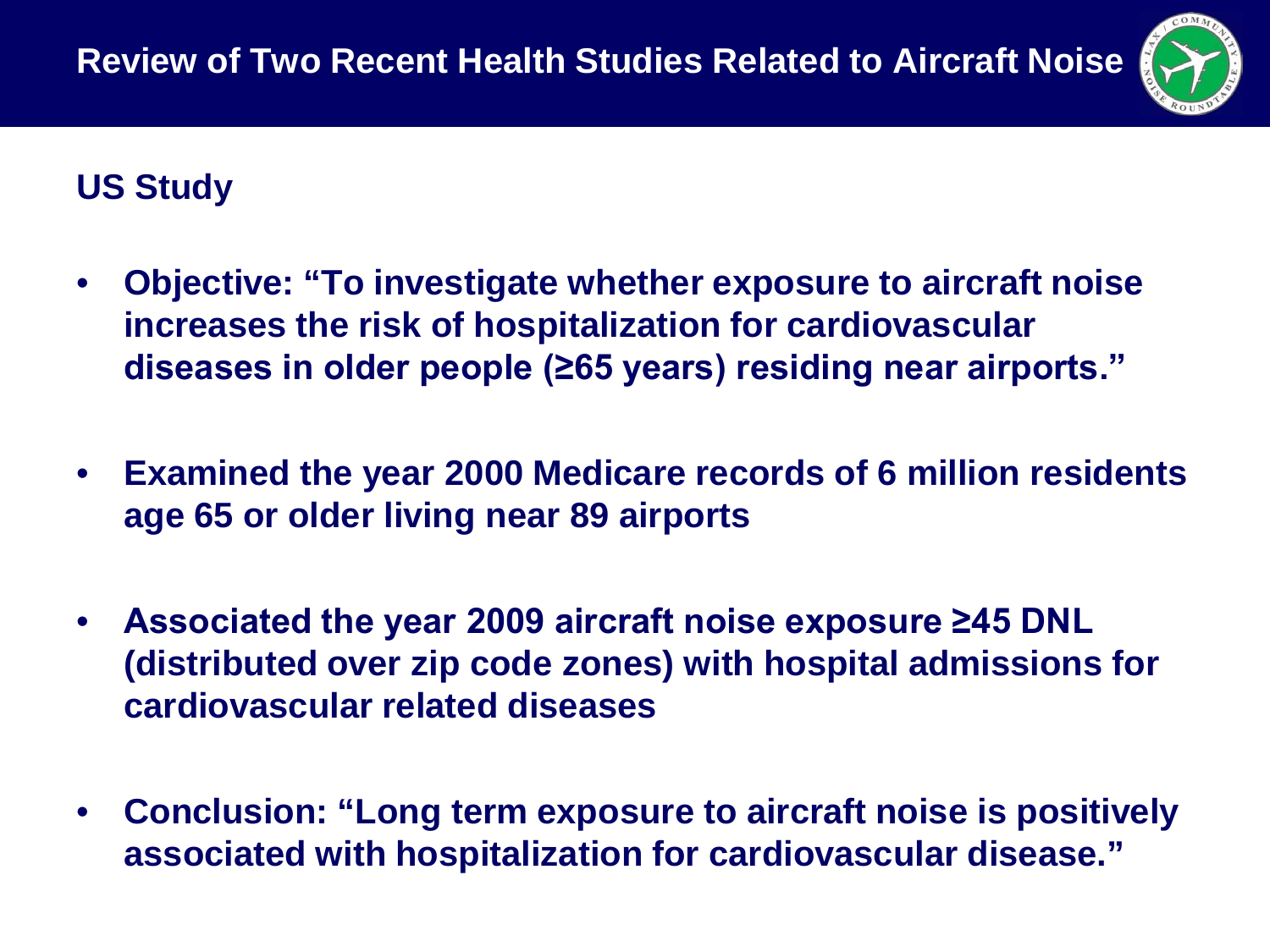# Review of Two Recent Health Studies Related to Aircraft Noise

## US Study

- **Objective: "To investigate whether exposure to aircraft noise increases the risk of hospitalization for cardiovascular diseases in older people (≥65 years) residing near airports."**
- **Examined the year 2000 Medicare records of 6 million residents age 65 or older living near 89 airports**
- **Associated the year 2009 aircraft noise exposure ≥45 DNL (distributed over zip code zones) with hospital admissions for cardiovascular related diseases**
- **Conclusion: "Long term exposure to aircraft noise is positively associated with hospitalization for cardiovascular disease."**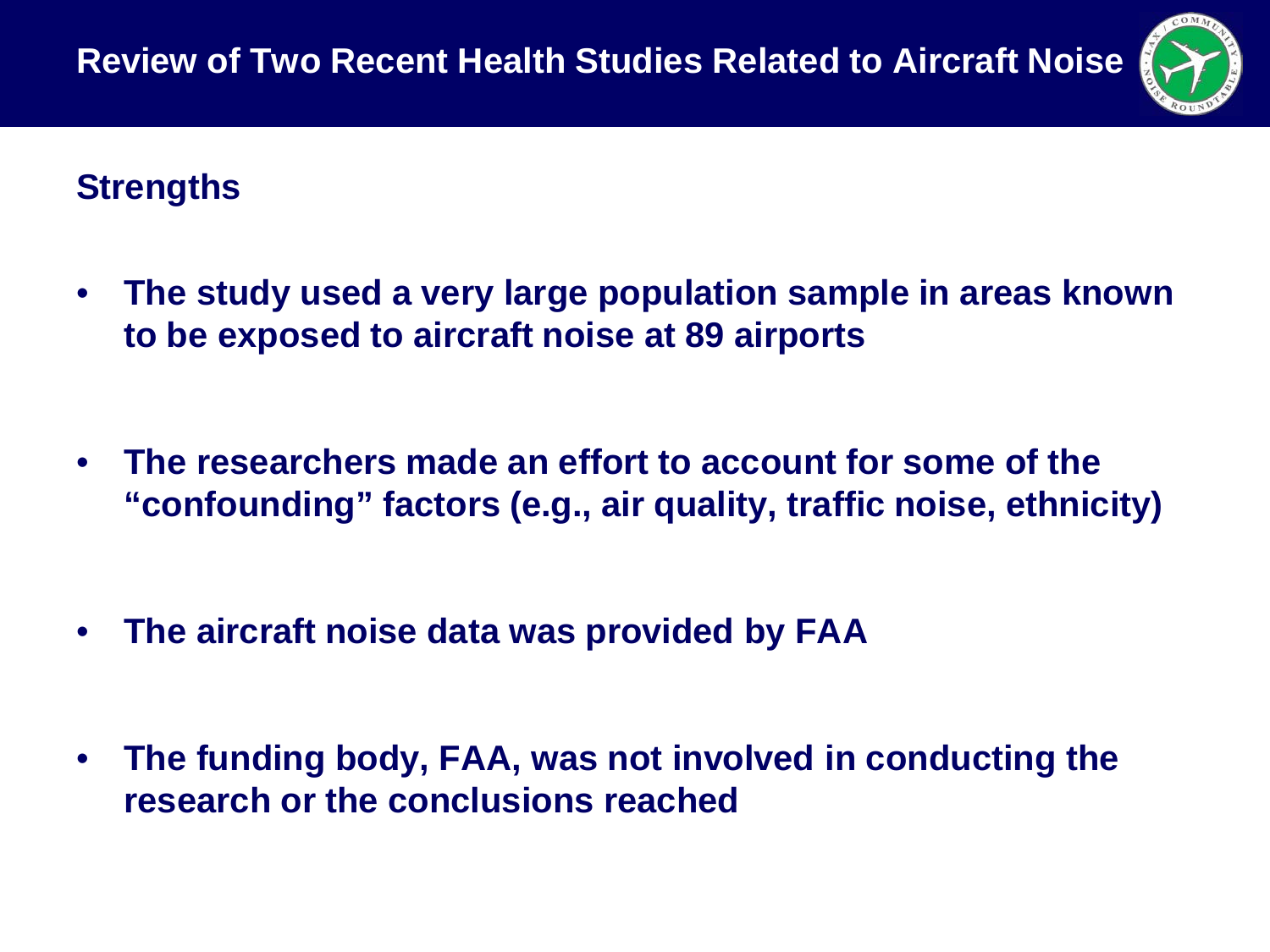# Review of Two Recent Health Studies Related to Aircraft Noise

## Strengths

- **The study used a very large population sample in areas known to be exposed to aircraft noise at 89 airports**
- **The researchers made an effort to account for some of the "confounding" factors (e.g., air quality, traffic noise, ethnicity)**
- **The aircraft noise data was provided by FAA**
- **The funding body, FAA, was not involved in conducting the research or the conclusions reached**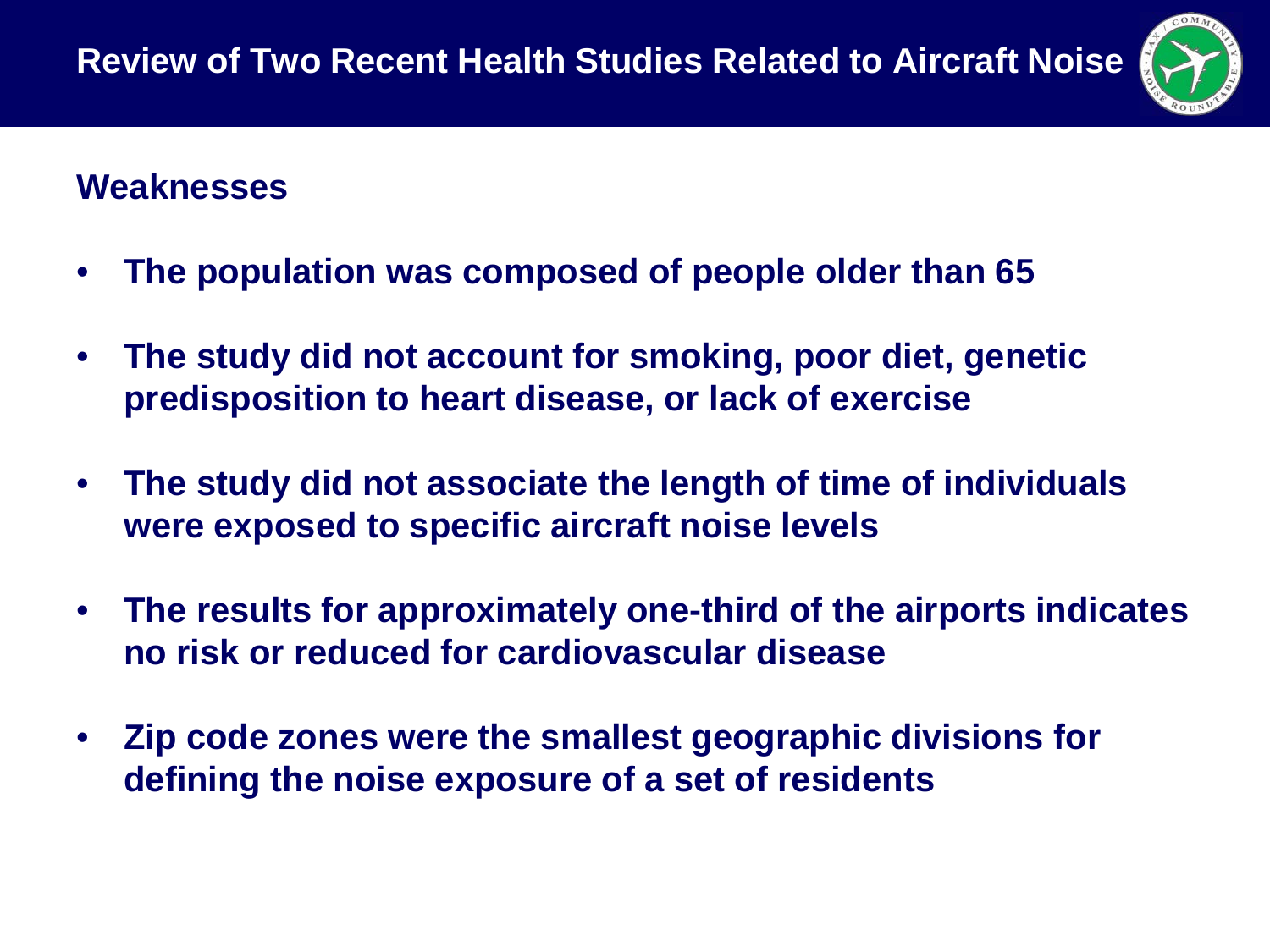# Review of Two Recent Health Studies Related to Aircraft Noise

## Weaknesses

- **The population was composed of people older than 65**
- **The study did not account for smoking, poor diet, genetic predisposition to heart disease, or lack of exercise**
- **The study did not associate the length of time of individuals were exposed to specific aircraft noise levels**
- **The results for approximately one-third of the airports indicates no risk or reduced for cardiovascular disease**
- **Zip code zones were the smallest geographic divisions for defining the noise exposure of a set of residents**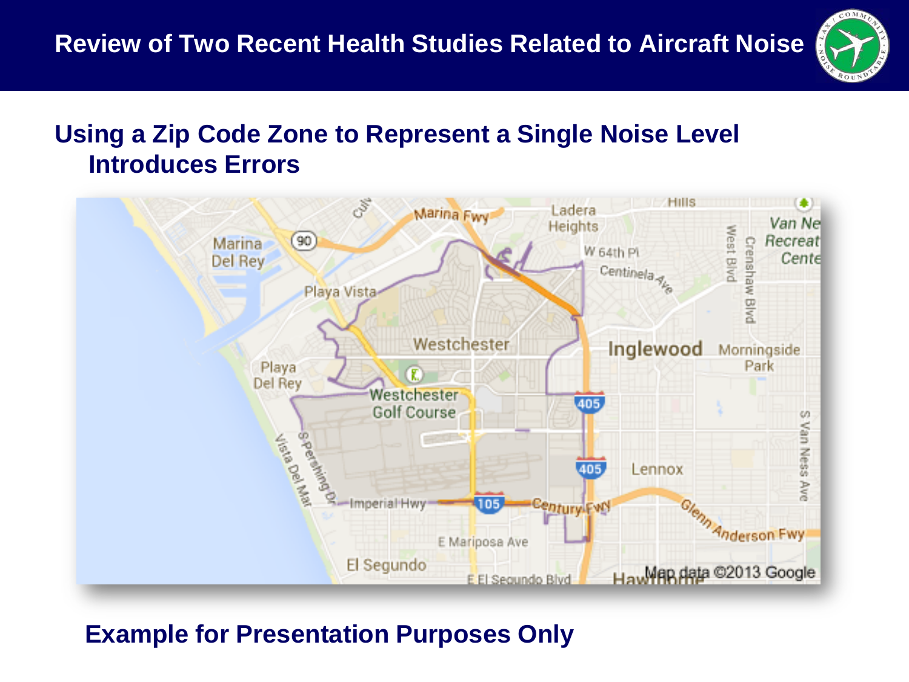## Review of Two Recent Health Studies Related to Aircraft Noise

### Using a Zip Code Zone to Represent a Single Noise Level Introduces Errors

**Example for Presentation Purposes Only**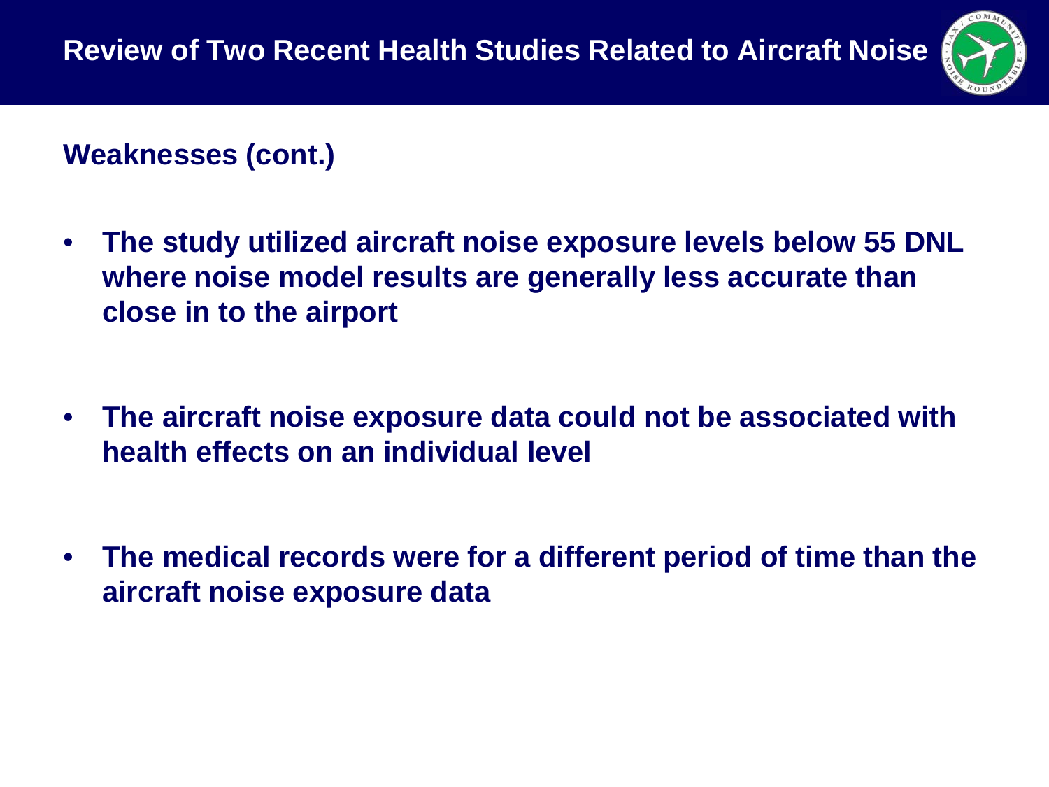# Review of Two Recent Health Studies Related to Aircraft Noise

## Weaknesses (cont.)

- **The study utilized aircraft noise exposure levels below 55 DNL where noise model results are generally less accurate than close in to the airport**
- **The aircraft noise exposure data could not be associated with health effects on an individual level**
- **The medical records were for a different period of time than the aircraft noise exposure data**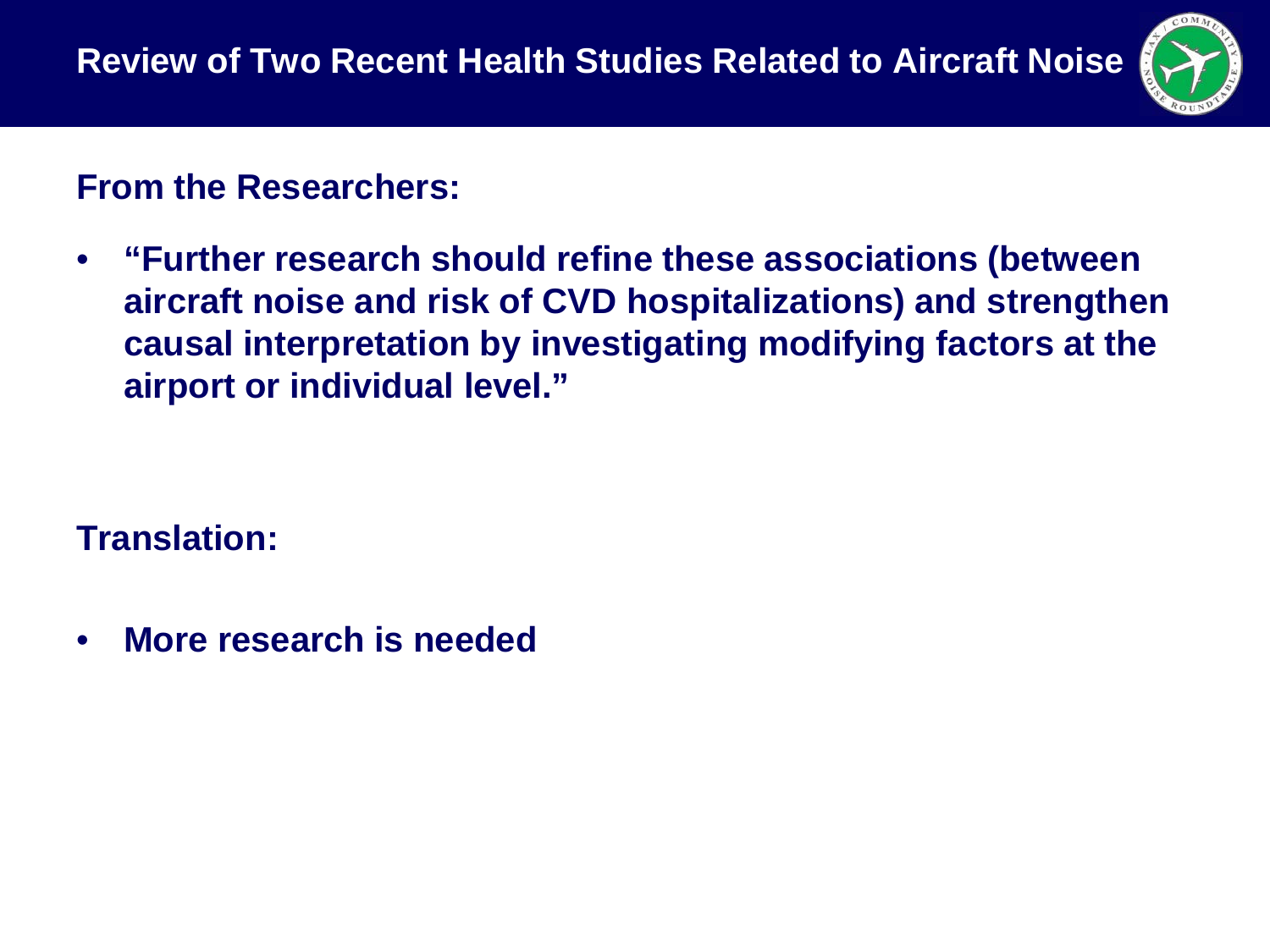# Review of Two Recent Health Studies Related to Aircraft Noise

**From the Researchers:**

- **"Further research should refine these associations (between aircraft noise and risk of CVD hospitalizations) and strengthen causal interpretation by investigating modifying factors at the airport or individual level."**

**Translation:**

- **More research is needed**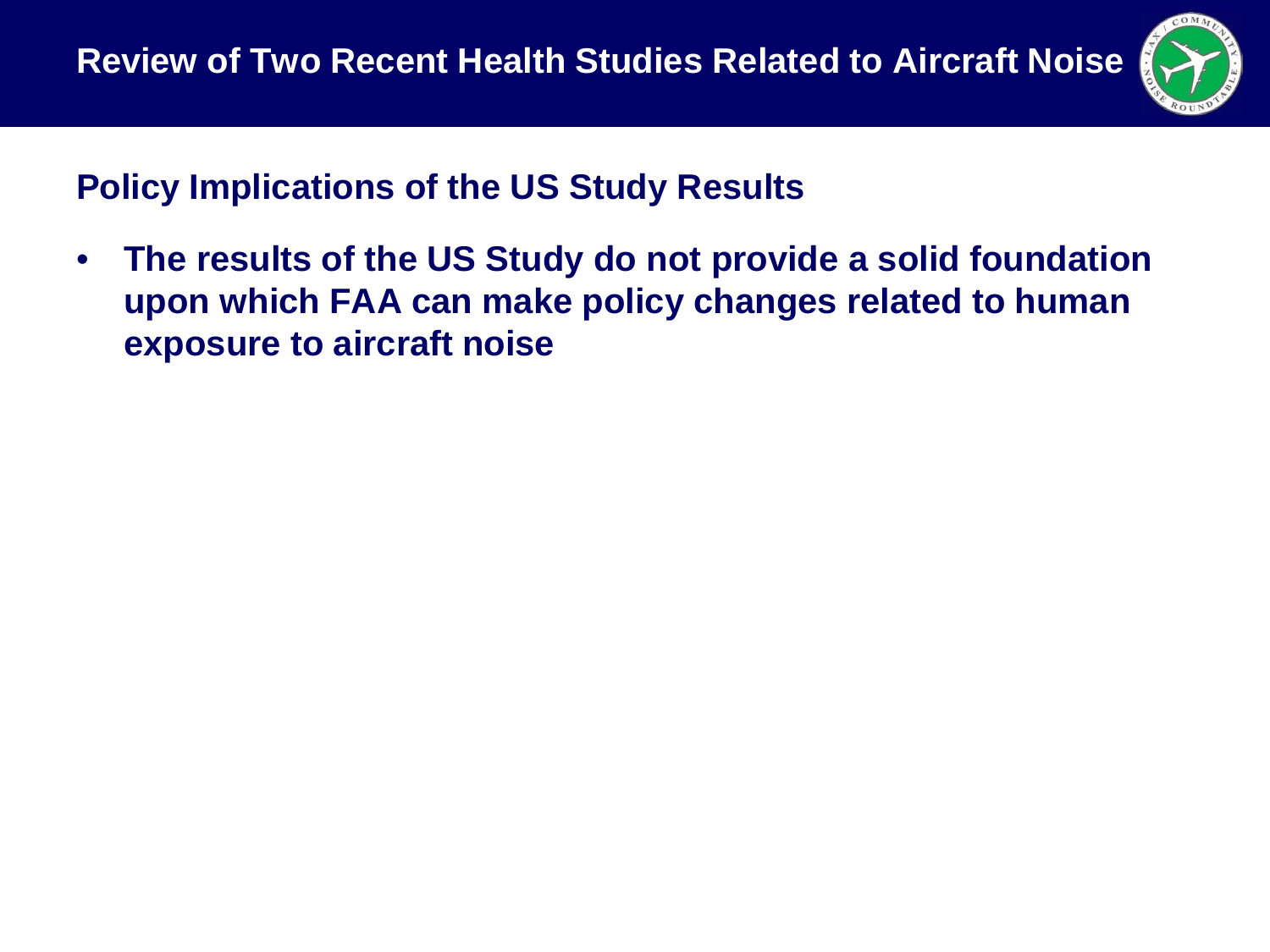## Policy Implications of the US Study Results

- **The results of the US Study do not provide a solid foundation upon which FAA can make policy changes related to human exposure to aircraft noise**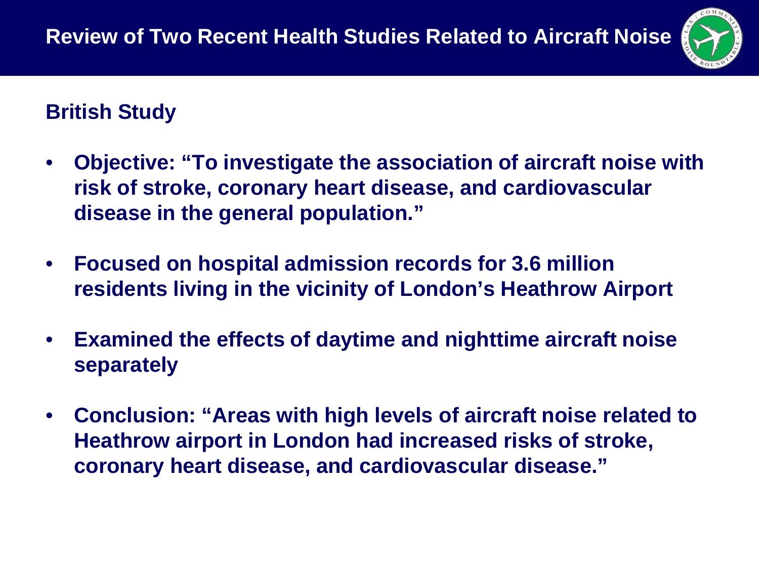# Review of Two Recent Health Studies Related to Aircraft Noise

## British Study

- **Objective: "To investigate the association of aircraft noise with risk of stroke, coronary heart disease, and cardiovascular disease in the general population."**
- **Focused on hospital admission records for 3.6 million residents living in the vicinity of London's Heathrow Airport**
- **Examined the effects of daytime and nighttime aircraft noise separately**
- **Conclusion: "Areas with high levels of aircraft noise related to Heathrow airport in London had increased risks of stroke, coronary heart disease, and cardiovascular disease."**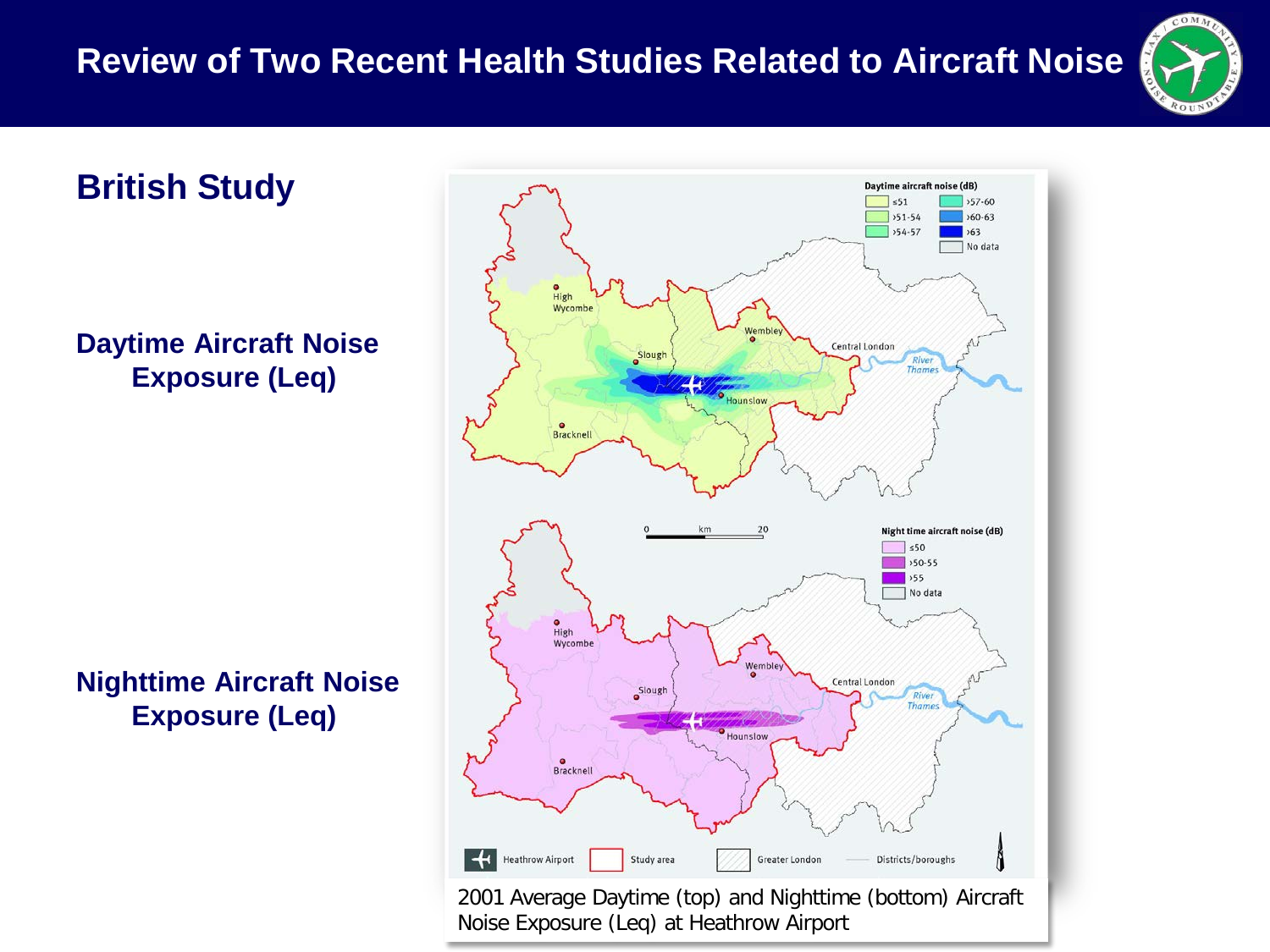# Review of Two Recent Health Studies Related to Aircraft Noise

## British Study

**Daytime Aircraft Noise Exposure (Leq)**

**Nighttime Aircraft Noise Exposure (Leq)**

2001 Average Daytime (top) and Nighttime (bottom) Aircraft Noise Exposure (Leq) at Heathrow Airport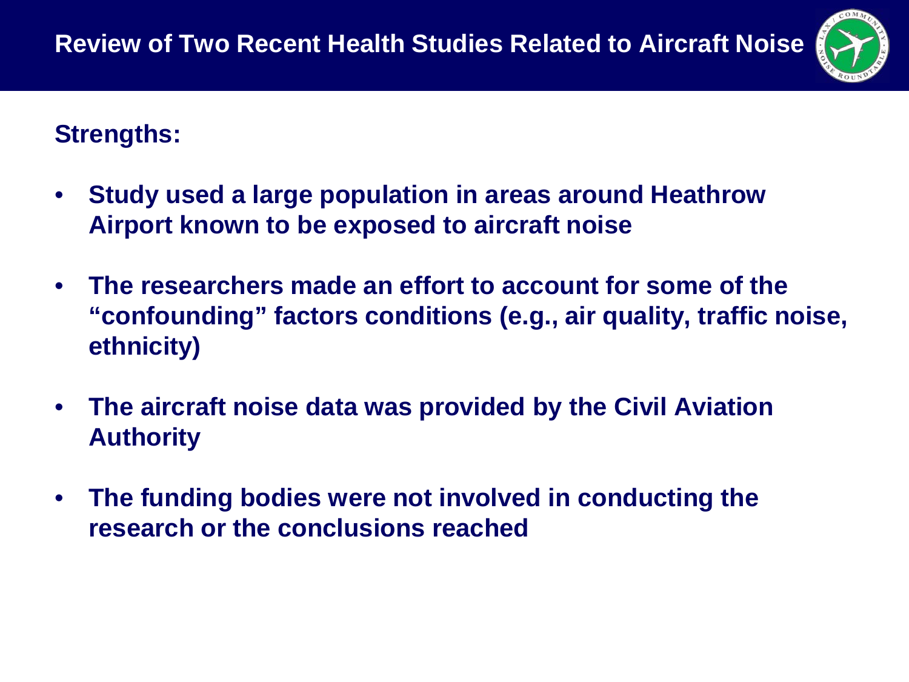# Review of Two Recent Health Studies Related to Aircraft Noise

**Strengths:**

- **Study used a large population in areas around Heathrow Airport known to be exposed to aircraft noise**
- **The researchers made an effort to account for some of the "confounding" factors conditions (e.g., air quality, traffic noise, ethnicity)**
- **The aircraft noise data was provided by the Civil Aviation Authority**
- **The funding bodies were not involved in conducting the research or the conclusions reached**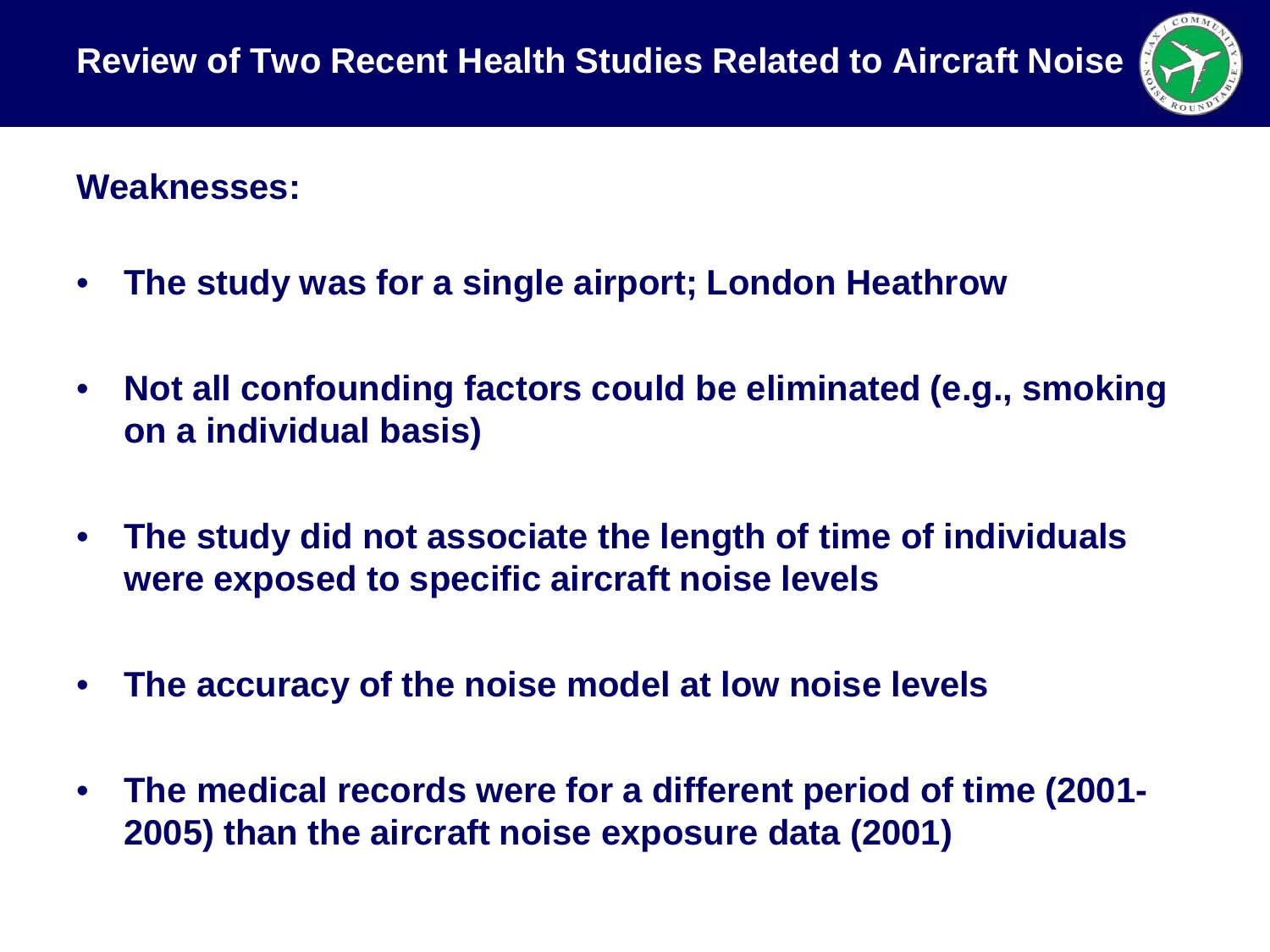# Review of Two Recent Health Studies Related to Aircraft Noise

**Weaknesses:**

- **The study was for a single airport; London Heathrow**
- **Not all confounding factors could be eliminated (e.g., smoking on a individual basis)**
- **The study did not associate the length of time of individuals were exposed to specific aircraft noise levels**
- **The accuracy of the noise model at low noise levels**
- **The medical records were for a different period of time (2001-2005) than the aircraft noise exposure data (2001)**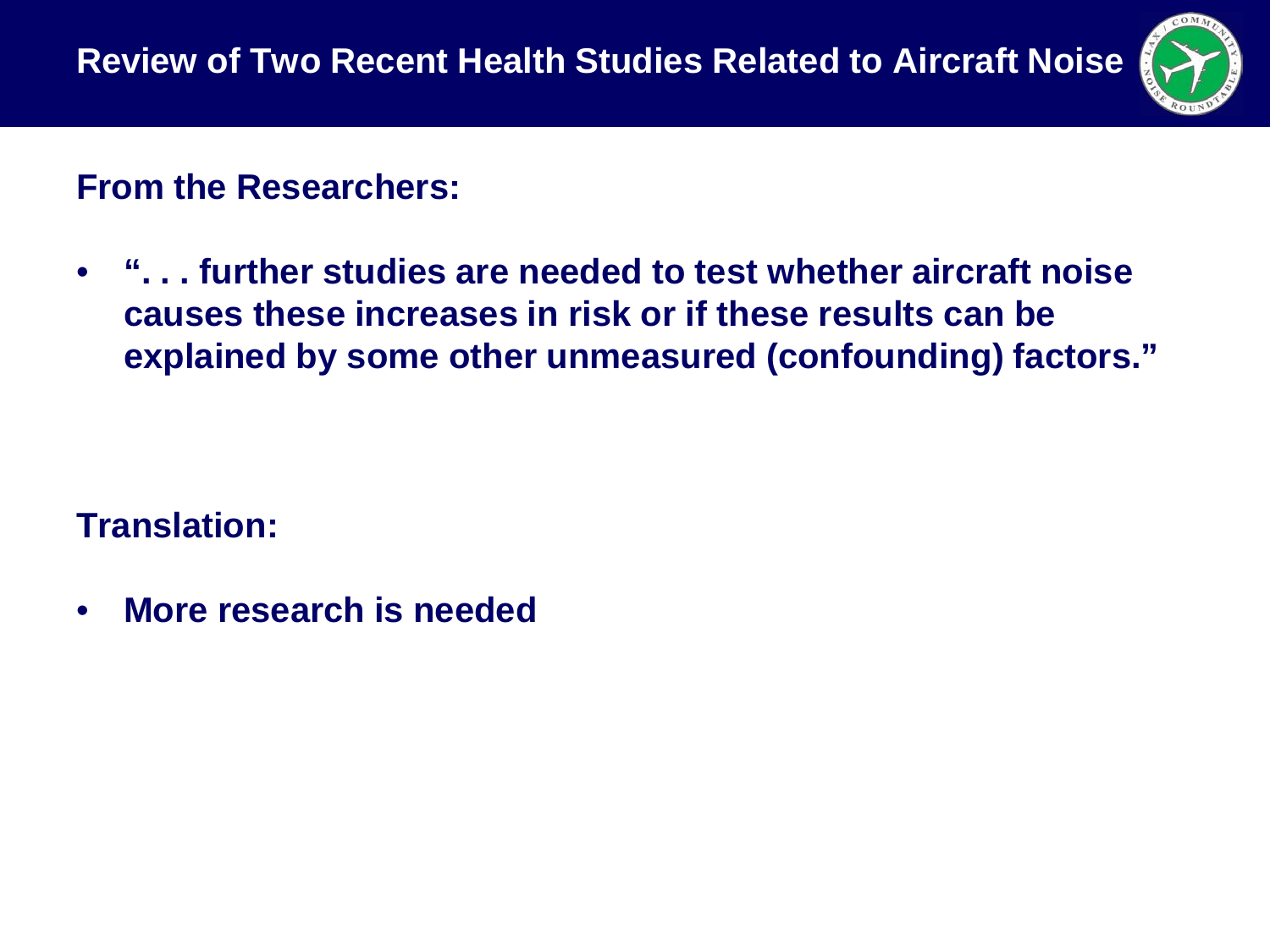# Review of Two Recent Health Studies Related to Aircraft Noise

**From the Researchers:**

- **". . . further studies are needed to test whether aircraft noise causes these increases in risk or if these results can be explained by some other unmeasured (confounding) factors."**

**Translation:**

- **More research is needed**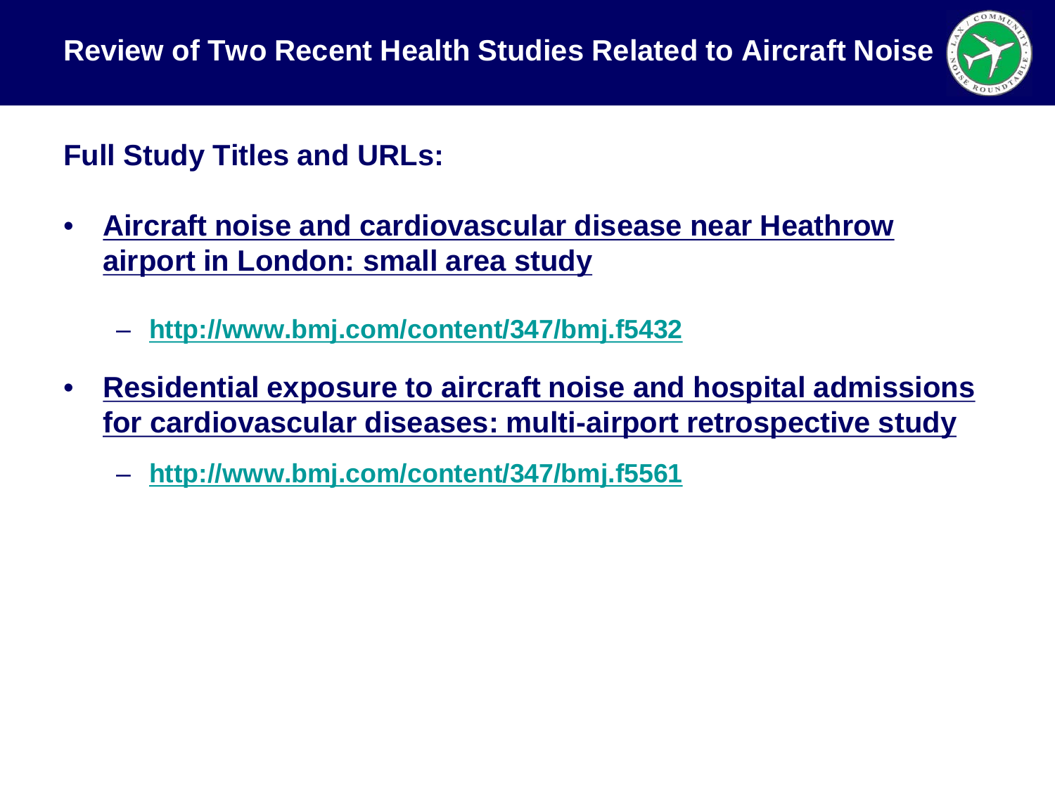# Review of Two Recent Health Studies Related to Aircraft Noise

## Full Study Titles and URLs:

- **Aircraft noise and cardiovascular disease near Heathrow airport in London: small area study**
  - http://www.bmj.com/content/347/bmj.f5432
- **Residential exposure to aircraft noise and hospital admissions for cardiovascular diseases: multi-airport retrospective study**
  - http://www.bmj.com/content/347/bmj.f5561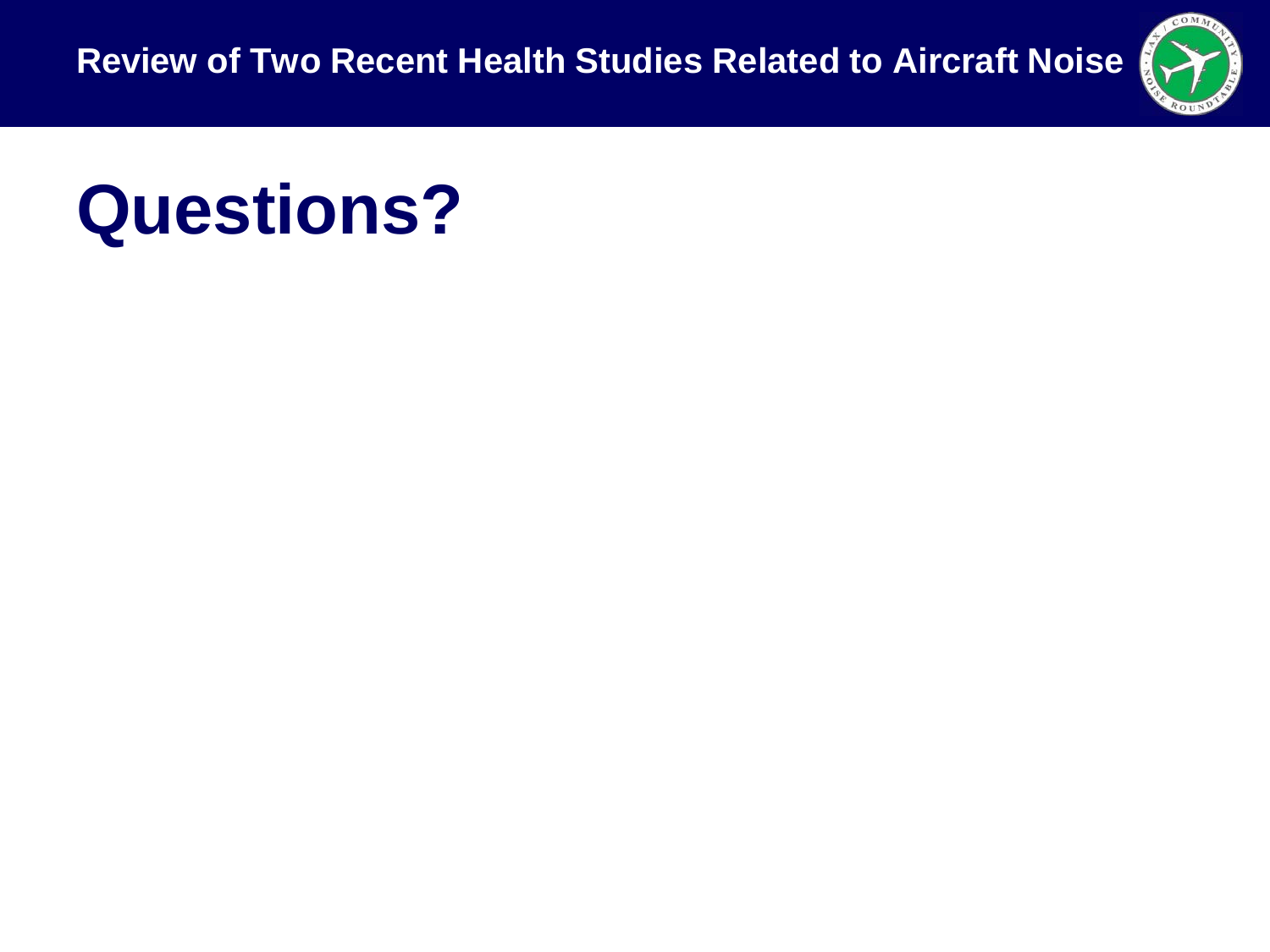# Questions?